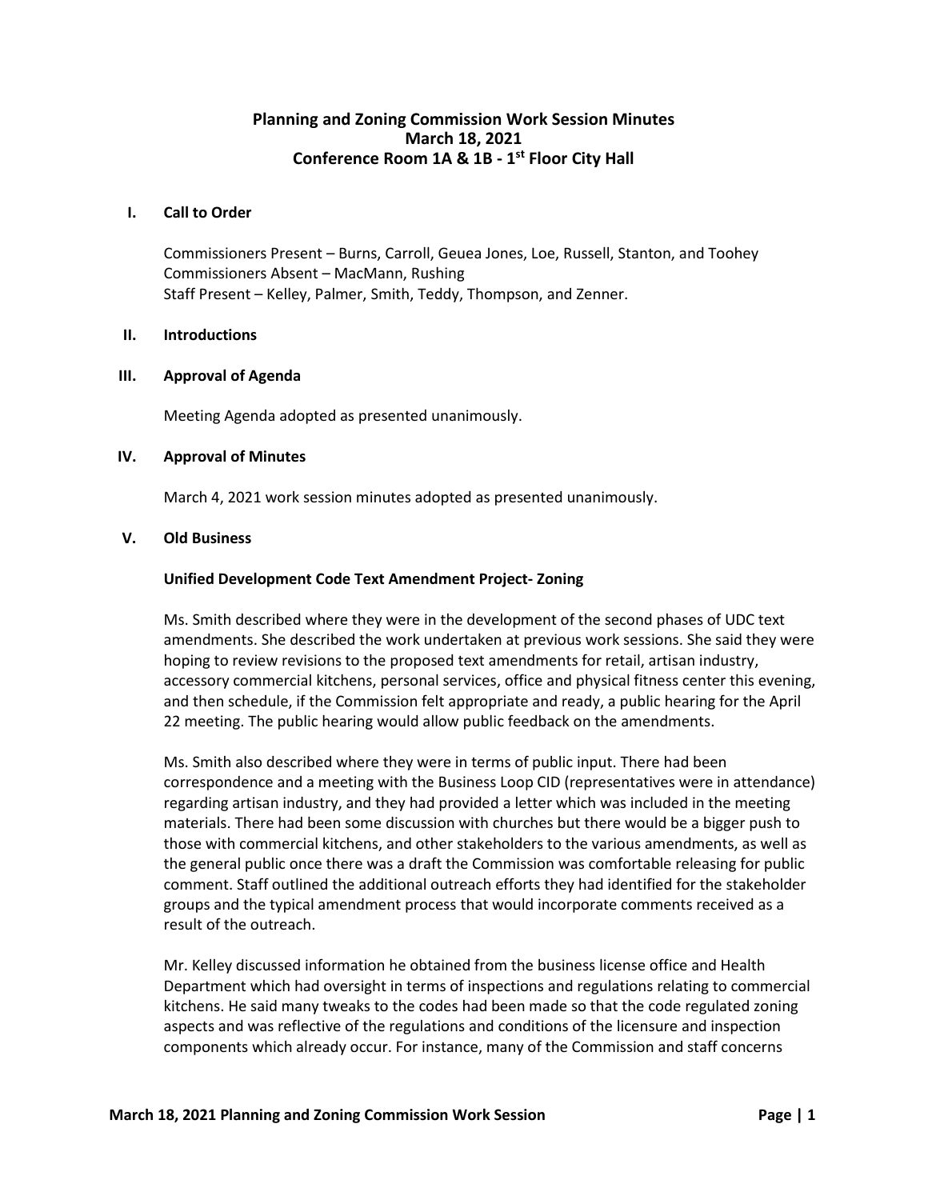# Planning and Zoning Commission Work Session Minutes
## March 18, 2021
## Conference Room 1A & 1B - 1st Floor City Hall

## I. Call to Order

Commissioners Present – Burns, Carroll, Geuea Jones, Loe, Russell, Stanton, and Toohey
Commissioners Absent – MacMann, Rushing
Staff Present – Kelley, Palmer, Smith, Teddy, Thompson, and Zenner.

## II. Introductions

## III. Approval of Agenda

Meeting Agenda adopted as presented unanimously.

## IV. Approval of Minutes

March 4, 2021 work session minutes adopted as presented unanimously.

## V. Old Business

### Unified Development Code Text Amendment Project- Zoning

Ms. Smith described where they were in the development of the second phases of UDC text amendments. She described the work undertaken at previous work sessions. She said they were hoping to review revisions to the proposed text amendments for retail, artisan industry, accessory commercial kitchens, personal services, office and physical fitness center this evening, and then schedule, if the Commission felt appropriate and ready, a public hearing for the April 22 meeting. The public hearing would allow public feedback on the amendments.

Ms. Smith also described where they were in terms of public input. There had been correspondence and a meeting with the Business Loop CID (representatives were in attendance) regarding artisan industry, and they had provided a letter which was included in the meeting materials. There had been some discussion with churches but there would be a bigger push to those with commercial kitchens, and other stakeholders to the various amendments, as well as the general public once there was a draft the Commission was comfortable releasing for public comment. Staff outlined the additional outreach efforts they had identified for the stakeholder groups and the typical amendment process that would incorporate comments received as a result of the outreach.

Mr. Kelley discussed information he obtained from the business license office and Health Department which had oversight in terms of inspections and regulations relating to commercial kitchens. He said many tweaks to the codes had been made so that the code regulated zoning aspects and was reflective of the regulations and conditions of the licensure and inspection components which already occur. For instance, many of the Commission and staff concerns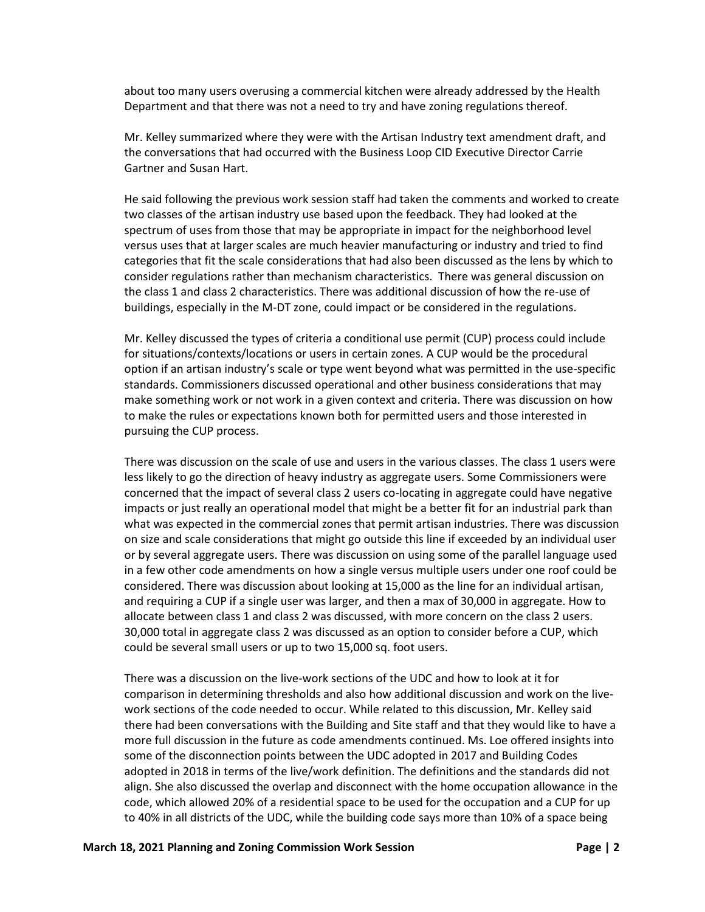about too many users overusing a commercial kitchen were already addressed by the Health Department and that there was not a need to try and have zoning regulations thereof.

Mr. Kelley summarized where they were with the Artisan Industry text amendment draft, and the conversations that had occurred with the Business Loop CID Executive Director Carrie Gartner and Susan Hart.

He said following the previous work session staff had taken the comments and worked to create two classes of the artisan industry use based upon the feedback. They had looked at the spectrum of uses from those that may be appropriate in impact for the neighborhood level versus uses that at larger scales are much heavier manufacturing or industry and tried to find categories that fit the scale considerations that had also been discussed as the lens by which to consider regulations rather than mechanism characteristics. There was general discussion on the class 1 and class 2 characteristics. There was additional discussion of how the re-use of buildings, especially in the M-DT zone, could impact or be considered in the regulations.

Mr. Kelley discussed the types of criteria a conditional use permit (CUP) process could include for situations/contexts/locations or users in certain zones. A CUP would be the procedural option if an artisan industry's scale or type went beyond what was permitted in the use-specific standards. Commissioners discussed operational and other business considerations that may make something work or not work in a given context and criteria. There was discussion on how to make the rules or expectations known both for permitted users and those interested in pursuing the CUP process.

There was discussion on the scale of use and users in the various classes. The class 1 users were less likely to go the direction of heavy industry as aggregate users. Some Commissioners were concerned that the impact of several class 2 users co-locating in aggregate could have negative impacts or just really an operational model that might be a better fit for an industrial park than what was expected in the commercial zones that permit artisan industries. There was discussion on size and scale considerations that might go outside this line if exceeded by an individual user or by several aggregate users. There was discussion on using some of the parallel language used in a few other code amendments on how a single versus multiple users under one roof could be considered. There was discussion about looking at 15,000 as the line for an individual artisan, and requiring a CUP if a single user was larger, and then a max of 30,000 in aggregate. How to allocate between class 1 and class 2 was discussed, with more concern on the class 2 users. 30,000 total in aggregate class 2 was discussed as an option to consider before a CUP, which could be several small users or up to two 15,000 sq. foot users.

There was a discussion on the live-work sections of the UDC and how to look at it for comparison in determining thresholds and also how additional discussion and work on the live-work sections of the code needed to occur. While related to this discussion, Mr. Kelley said there had been conversations with the Building and Site staff and that they would like to have a more full discussion in the future as code amendments continued. Ms. Loe offered insights into some of the disconnection points between the UDC adopted in 2017 and Building Codes adopted in 2018 in terms of the live/work definition. The definitions and the standards did not align. She also discussed the overlap and disconnect with the home occupation allowance in the code, which allowed 20% of a residential space to be used for the occupation and a CUP for up to 40% in all districts of the UDC, while the building code says more than 10% of a space being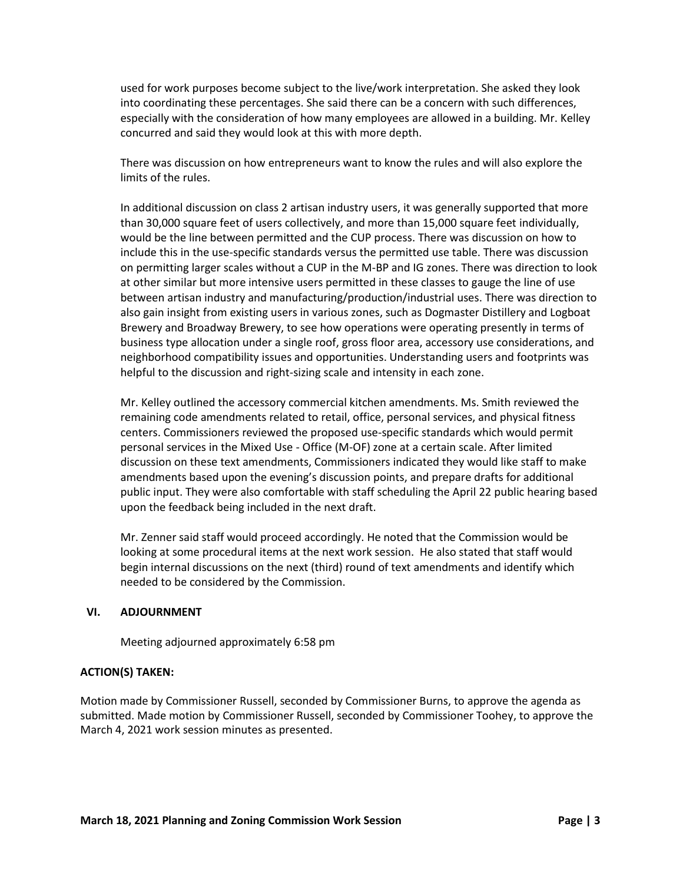used for work purposes become subject to the live/work interpretation. She asked they look into coordinating these percentages. She said there can be a concern with such differences, especially with the consideration of how many employees are allowed in a building. Mr. Kelley concurred and said they would look at this with more depth.

There was discussion on how entrepreneurs want to know the rules and will also explore the limits of the rules.

In additional discussion on class 2 artisan industry users, it was generally supported that more than 30,000 square feet of users collectively, and more than 15,000 square feet individually, would be the line between permitted and the CUP process. There was discussion on how to include this in the use-specific standards versus the permitted use table. There was discussion on permitting larger scales without a CUP in the M-BP and IG zones. There was direction to look at other similar but more intensive users permitted in these classes to gauge the line of use between artisan industry and manufacturing/production/industrial uses. There was direction to also gain insight from existing users in various zones, such as Dogmaster Distillery and Logboat Brewery and Broadway Brewery, to see how operations were operating presently in terms of business type allocation under a single roof, gross floor area, accessory use considerations, and neighborhood compatibility issues and opportunities. Understanding users and footprints was helpful to the discussion and right-sizing scale and intensity in each zone.

Mr. Kelley outlined the accessory commercial kitchen amendments. Ms. Smith reviewed the remaining code amendments related to retail, office, personal services, and physical fitness centers. Commissioners reviewed the proposed use-specific standards which would permit personal services in the Mixed Use - Office (M-OF) zone at a certain scale. After limited discussion on these text amendments, Commissioners indicated they would like staff to make amendments based upon the evening's discussion points, and prepare drafts for additional public input. They were also comfortable with staff scheduling the April 22 public hearing based upon the feedback being included in the next draft.

Mr. Zenner said staff would proceed accordingly. He noted that the Commission would be looking at some procedural items at the next work session. He also stated that staff would begin internal discussions on the next (third) round of text amendments and identify which needed to be considered by the Commission.

## VI. ADJOURNMENT

Meeting adjourned approximately 6:58 pm

**ACTION(S) TAKEN:**

Motion made by Commissioner Russell, seconded by Commissioner Burns, to approve the agenda as submitted. Made motion by Commissioner Russell, seconded by Commissioner Toohey, to approve the March 4, 2021 work session minutes as presented.